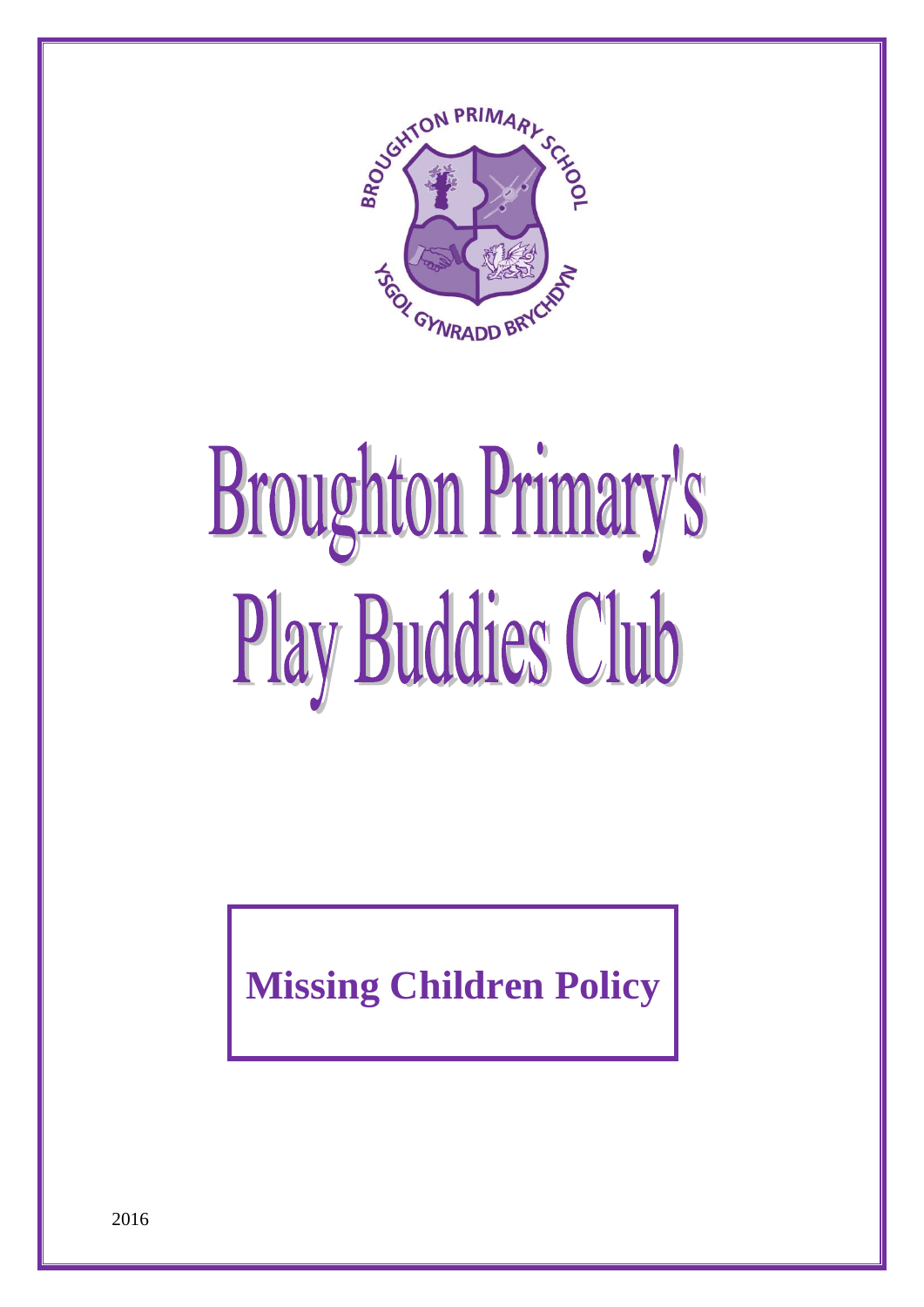BROUGHTON PRIMARY SCHOOL

YSGOL GYNRADD BRYCHDYN

# Broughton Primary's Play Buddies Club

## Missing Children Policy

2016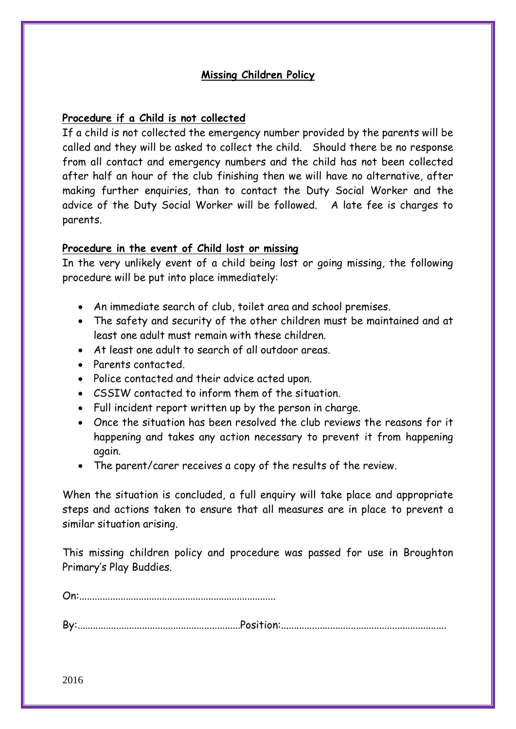# Missing Children Policy

## Procedure if a Child is not collected

If a child is not collected the emergency number provided by the parents will be called and they will be asked to collect the child. Should there be no response from all contact and emergency numbers and the child has not been collected after half an hour of the club finishing then we will have no alternative, after making further enquiries, than to contact the Duty Social Worker and the advice of the Duty Social Worker will be followed. A late fee is charges to parents.

## Procedure in the event of Child lost or missing

In the very unlikely event of a child being lost or going missing, the following procedure will be put into place immediately:

- An immediate search of club, toilet area and school premises.
- The safety and security of the other children must be maintained and at least one adult must remain with these children.
- At least one adult to search of all outdoor areas.
- Parents contacted.
- Police contacted and their advice acted upon.
- CSSIW contacted to inform them of the situation.
- Full incident report written up by the person in charge.
- Once the situation has been resolved the club reviews the reasons for it happening and takes any action necessary to prevent it from happening again.
- The parent/carer receives a copy of the results of the review.

When the situation is concluded, a full enquiry will take place and appropriate steps and actions taken to ensure that all measures are in place to prevent a similar situation arising.

This missing children policy and procedure was passed for use in Broughton Primary's Play Buddies.

On:………………………………………………………………….

By:……………………………………………………Position:………………………………………………………

2016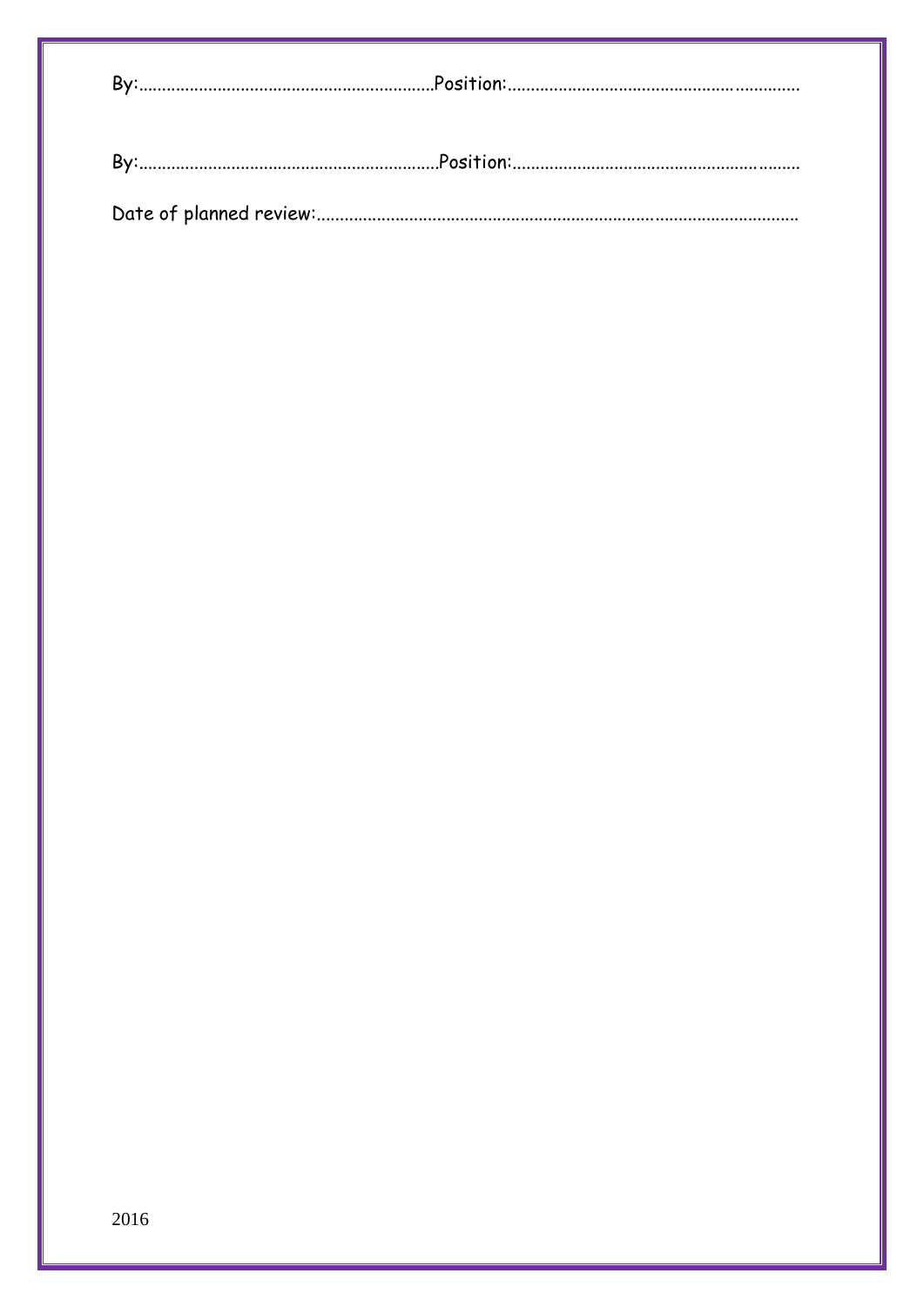By:……………………………………………………………Position:……………………………………………………………

By:……………………………………………………………Position:……………………………………………………………

Date of planned review:…………………………………………………………………………………………………

2016